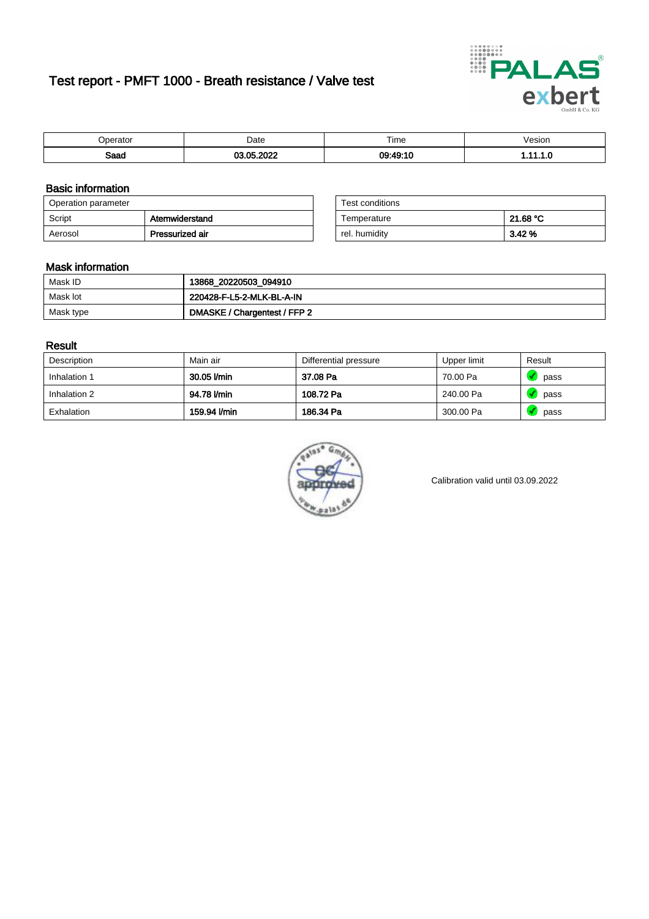# Test report - PMFT 1000 - Breath resistance / Valve test

| Operator | Date | Time | Vesion |
|---|---|---|---|
| **Saad** | **03.05.2022** | **09:49:10** | **1.11.1.0** |

## Basic information

| Operation parameter | |
|---|---|
| Script | **Atemwiderstand** |
| Aerosol | **Pressurized air** |

| Test conditions | |
|---|---|
| Temperature | **21.68 °C** |
| rel. humidity | **3.42 %** |

## Mask information

| | |
|---|---|
| Mask ID | **13868_20220503_094910** |
| Mask lot | **220428-F-L5-2-MLK-BL-A-IN** |
| Mask type | **DMASKE / Chargentest / FFP 2** |

## Result

| Description | Main air | Differential pressure | Upper limit | Result |
|---|---|---|---|---|
| Inhalation 1 | **30.05 l/min** | **37.08 Pa** | 70.00 Pa | pass |
| Inhalation 2 | **94.78 l/min** | **108.72 Pa** | 240.00 Pa | pass |
| Exhalation | **159.94 l/min** | **186.34 Pa** | 300.00 Pa | pass |

Calibration valid until 03.09.2022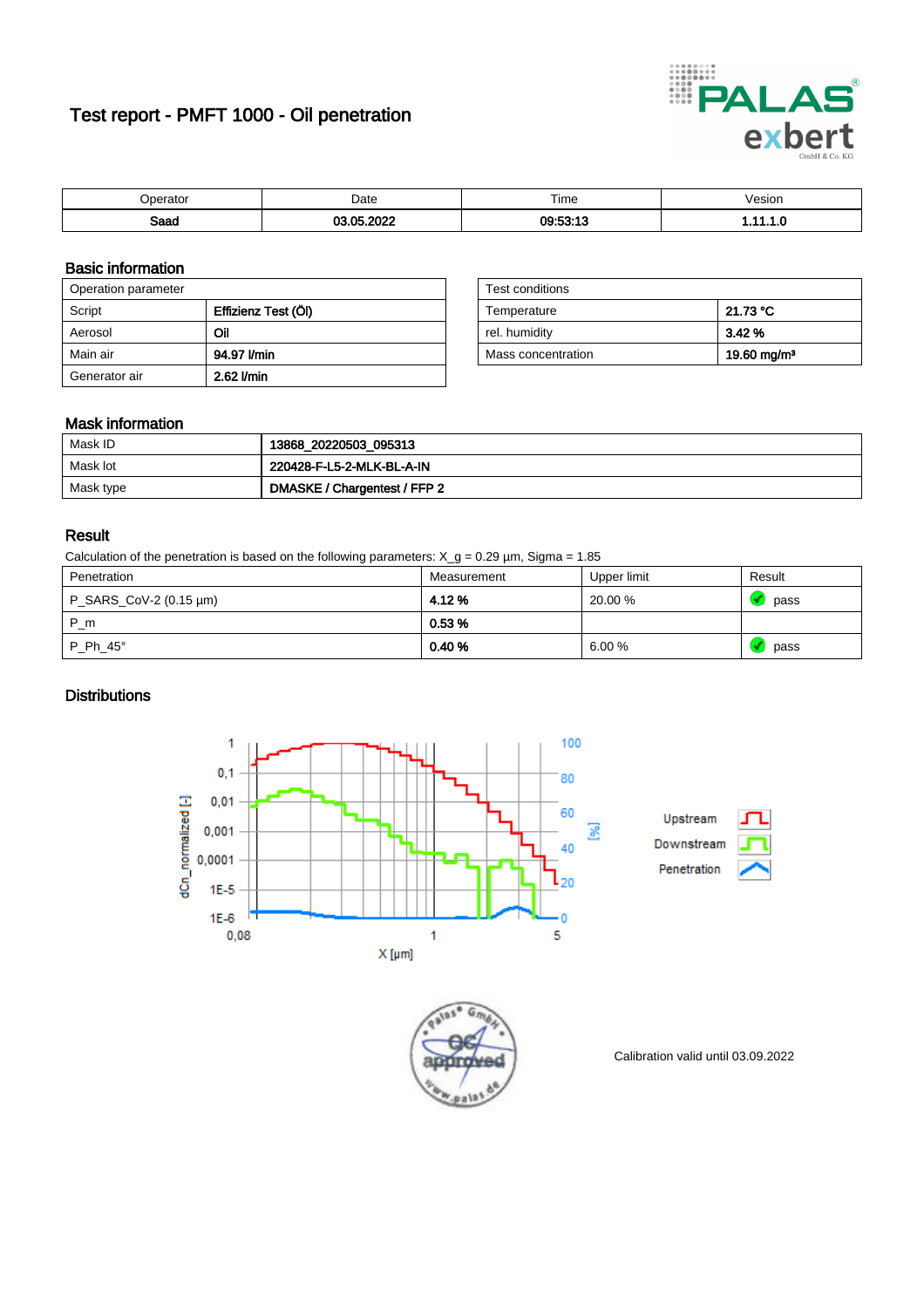# Test report - PMFT 1000 - Oil penetration

| Operator | Date | Time | Vesion |
|---|---|---|---|
| **Saad** | **03.05.2022** | **09:53:13** | **1.11.1.0** |

## Basic information

| Operation parameter | |
|---|---|
| Script | **Effizienz Test (Öl)** |
| Aerosol | **Oil** |
| Main air | **94.97 l/min** |
| Generator air | **2.62 l/min** |

| Test conditions | |
|---|---|
| Temperature | **21.73 °C** |
| rel. humidity | **3.42 %** |
| Mass concentration | **19.60 mg/m³** |

## Mask information

| | |
|---|---|
| Mask ID | **13868_20220503_095313** |
| Mask lot | **220428-F-L5-2-MLK-BL-A-IN** |
| Mask type | **DMASKE / Chargentest / FFP 2** |

## Result

Calculation of the penetration is based on the following parameters: $X_g$ = 0.29 µm, Sigma = 1.85

| Penetration | Measurement | Upper limit | Result |
|---|---|---|---|
| P_SARS_CoV-2 (0.15 µm) | **4.12 %** | 20.00 % | pass |
| P_m | **0.53 %** | | |
| P_Ph_45° | **0.40 %** | 6.00 % | pass |

## Distributions

dCn_normalized [-]
1
0,1
0,01
0,001
0,0001
1E-5
1E-6
0,08
1
5
X [µm]
[%]
100
80
60
40
20
0
Upstream
Downstream
Penetration

Calibration valid until 03.09.2022